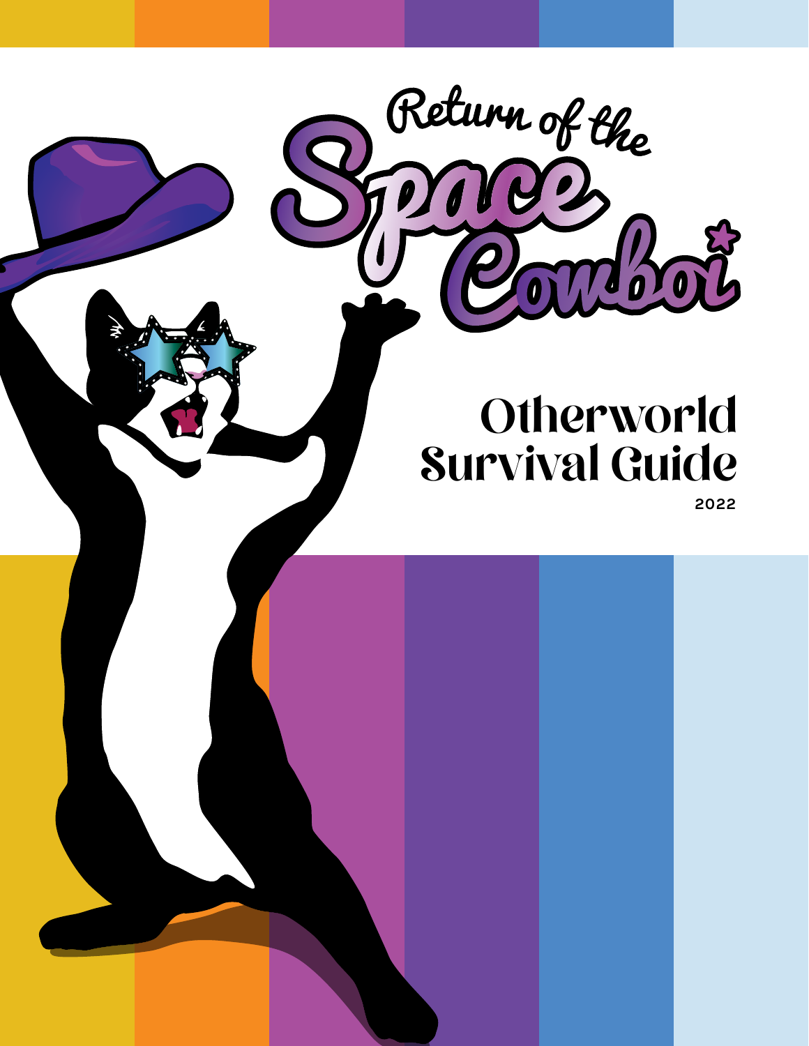# Return of the Space Cowboi

## Otherworld Survival Guide

2022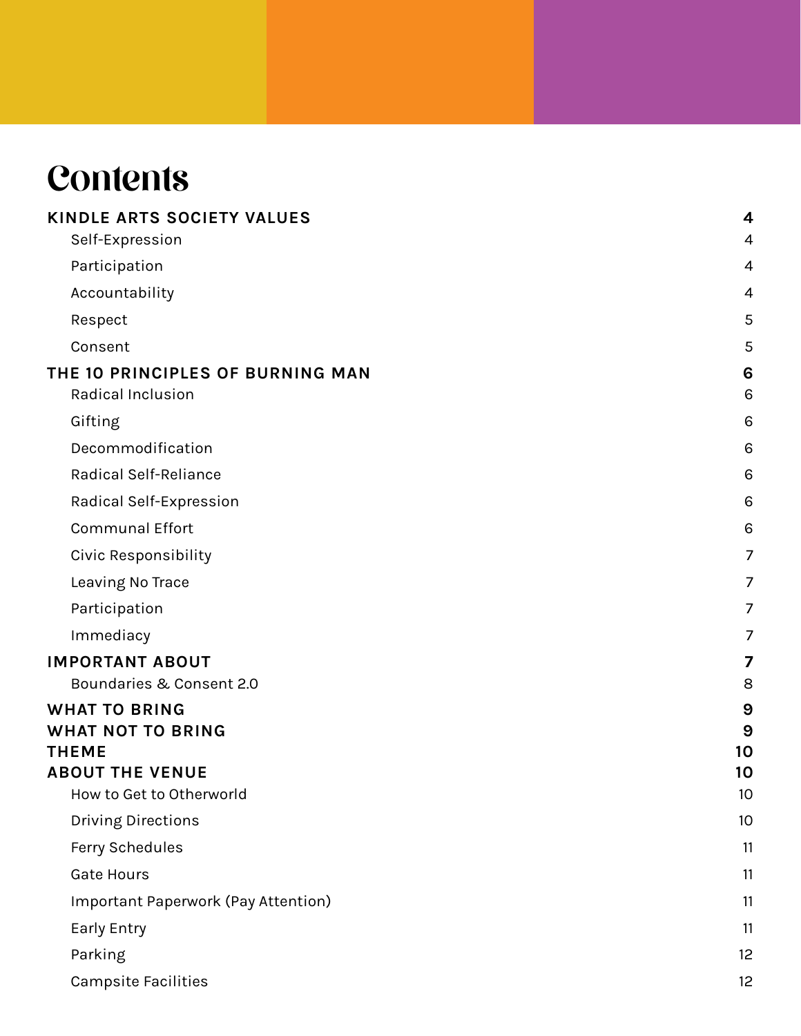# Contents

- **KINDLE ARTS SOCIETY VALUES** — 4
  - Self-Expression — 4
  - Participation — 4
  - Accountability — 4
  - Respect — 5
  - Consent — 5
- **THE 10 PRINCIPLES OF BURNING MAN** — 6
  - Radical Inclusion — 6
  - Gifting — 6
  - Decommodification — 6
  - Radical Self-Reliance — 6
  - Radical Self-Expression — 6
  - Communal Effort — 6
  - Civic Responsibility — 7
  - Leaving No Trace — 7
  - Participation — 7
  - Immediacy — 7
- **IMPORTANT ABOUT** — 7
  - Boundaries & Consent 2.0 — 8
- **WHAT TO BRING** — 9
- **WHAT NOT TO BRING** — 9
- **THEME** — 10
- **ABOUT THE VENUE** — 10
  - How to Get to Otherworld — 10
  - Driving Directions — 10
  - Ferry Schedules — 11
  - Gate Hours — 11
  - Important Paperwork (Pay Attention) — 11
  - Early Entry — 11
  - Parking — 12
  - Campsite Facilities — 12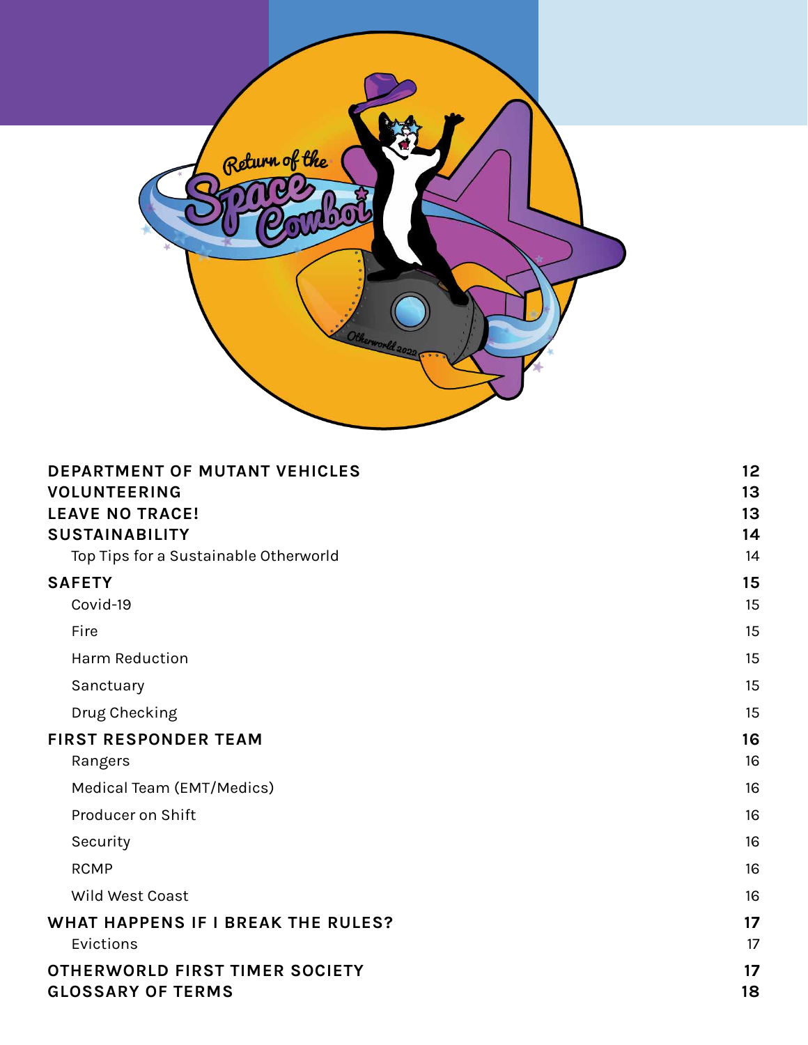| | |
|---|---|
| **DEPARTMENT OF MUTANT VEHICLES** | **12** |
| **VOLUNTEERING** | **13** |
| **LEAVE NO TRACE!** | **13** |
| **SUSTAINABILITY** | **14** |
| Top Tips for a Sustainable Otherworld | 14 |
| **SAFETY** | **15** |
| Covid-19 | 15 |
| Fire | 15 |
| Harm Reduction | 15 |
| Sanctuary | 15 |
| Drug Checking | 15 |
| **FIRST RESPONDER TEAM** | **16** |
| Rangers | 16 |
| Medical Team (EMT/Medics) | 16 |
| Producer on Shift | 16 |
| Security | 16 |
| RCMP | 16 |
| Wild West Coast | 16 |
| **WHAT HAPPENS IF I BREAK THE RULES?** | **17** |
| Evictions | 17 |
| **OTHERWORLD FIRST TIMER SOCIETY** | **17** |
| **GLOSSARY OF TERMS** | **18** |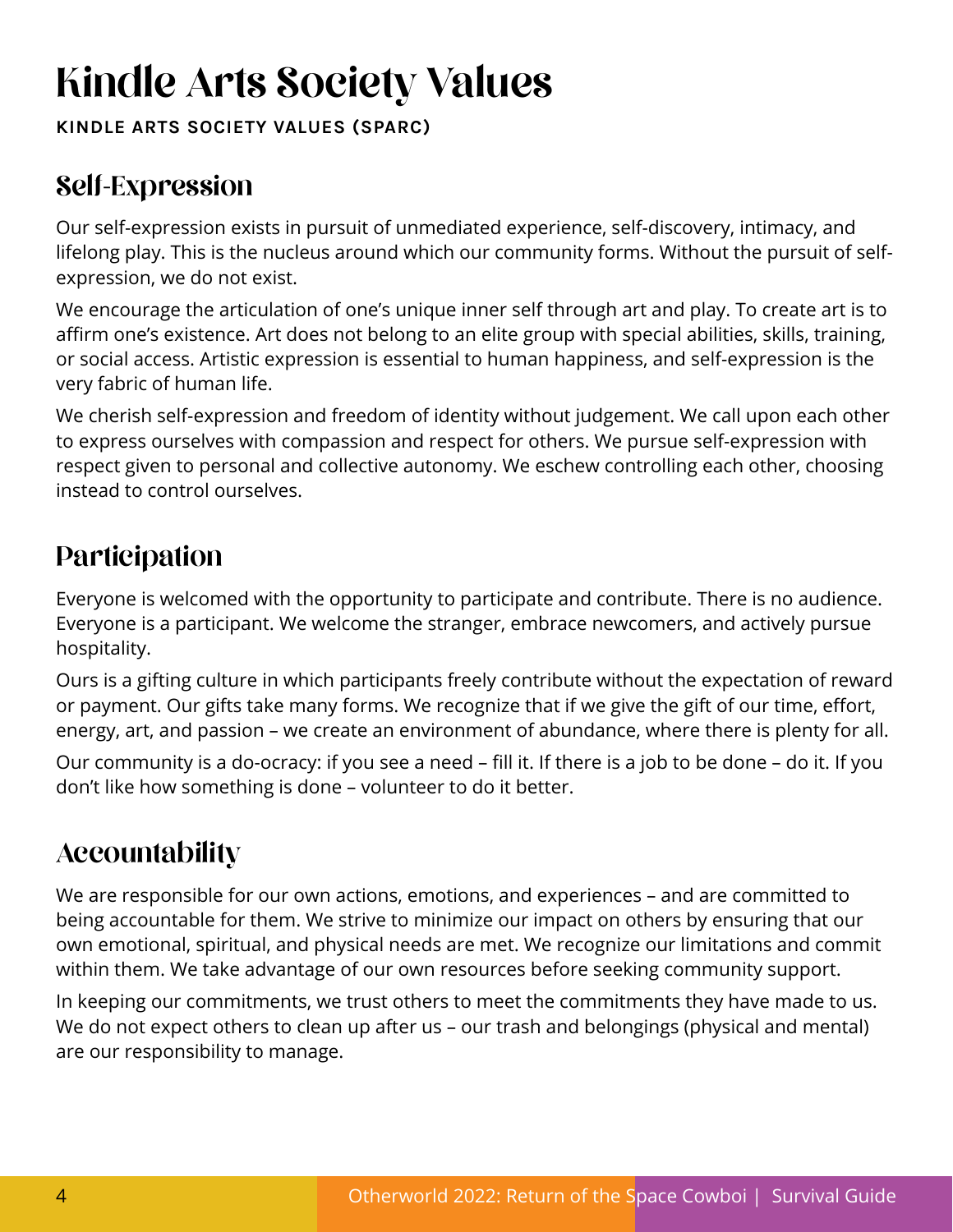# Kindle Arts Society Values

**KINDLE ARTS SOCIETY VALUES (SPARC)**

## Self-Expression

Our self-expression exists in pursuit of unmediated experience, self-discovery, intimacy, and lifelong play. This is the nucleus around which our community forms. Without the pursuit of self-expression, we do not exist.

We encourage the articulation of one's unique inner self through art and play. To create art is to affirm one's existence. Art does not belong to an elite group with special abilities, skills, training, or social access. Artistic expression is essential to human happiness, and self-expression is the very fabric of human life.

We cherish self-expression and freedom of identity without judgement. We call upon each other to express ourselves with compassion and respect for others. We pursue self-expression with respect given to personal and collective autonomy. We eschew controlling each other, choosing instead to control ourselves.

## Participation

Everyone is welcomed with the opportunity to participate and contribute. There is no audience. Everyone is a participant. We welcome the stranger, embrace newcomers, and actively pursue hospitality.

Ours is a gifting culture in which participants freely contribute without the expectation of reward or payment. Our gifts take many forms. We recognize that if we give the gift of our time, effort, energy, art, and passion – we create an environment of abundance, where there is plenty for all.

Our community is a do-ocracy: if you see a need – fill it. If there is a job to be done – do it. If you don't like how something is done – volunteer to do it better.

## Accountability

We are responsible for our own actions, emotions, and experiences – and are committed to being accountable for them. We strive to minimize our impact on others by ensuring that our own emotional, spiritual, and physical needs are met. We recognize our limitations and commit within them. We take advantage of our own resources before seeking community support.

In keeping our commitments, we trust others to meet the commitments they have made to us. We do not expect others to clean up after us – our trash and belongings (physical and mental) are our responsibility to manage.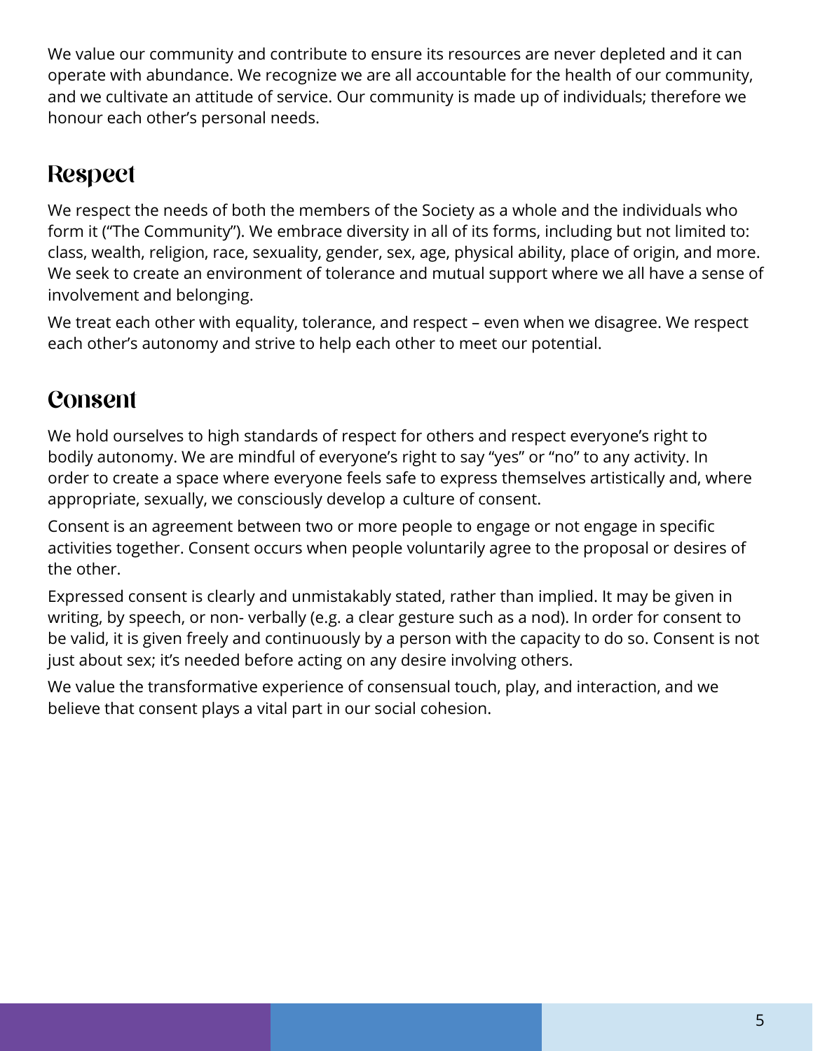We value our community and contribute to ensure its resources are never depleted and it can operate with abundance. We recognize we are all accountable for the health of our community, and we cultivate an attitude of service. Our community is made up of individuals; therefore we honour each other's personal needs.

## Respect

We respect the needs of both the members of the Society as a whole and the individuals who form it ("The Community"). We embrace diversity in all of its forms, including but not limited to: class, wealth, religion, race, sexuality, gender, sex, age, physical ability, place of origin, and more. We seek to create an environment of tolerance and mutual support where we all have a sense of involvement and belonging.

We treat each other with equality, tolerance, and respect – even when we disagree. We respect each other's autonomy and strive to help each other to meet our potential.

## Consent

We hold ourselves to high standards of respect for others and respect everyone's right to bodily autonomy. We are mindful of everyone's right to say "yes" or "no" to any activity. In order to create a space where everyone feels safe to express themselves artistically and, where appropriate, sexually, we consciously develop a culture of consent.

Consent is an agreement between two or more people to engage or not engage in specific activities together. Consent occurs when people voluntarily agree to the proposal or desires of the other.

Expressed consent is clearly and unmistakably stated, rather than implied. It may be given in writing, by speech, or non- verbally (e.g. a clear gesture such as a nod). In order for consent to be valid, it is given freely and continuously by a person with the capacity to do so. Consent is not just about sex; it's needed before acting on any desire involving others.

We value the transformative experience of consensual touch, play, and interaction, and we believe that consent plays a vital part in our social cohesion.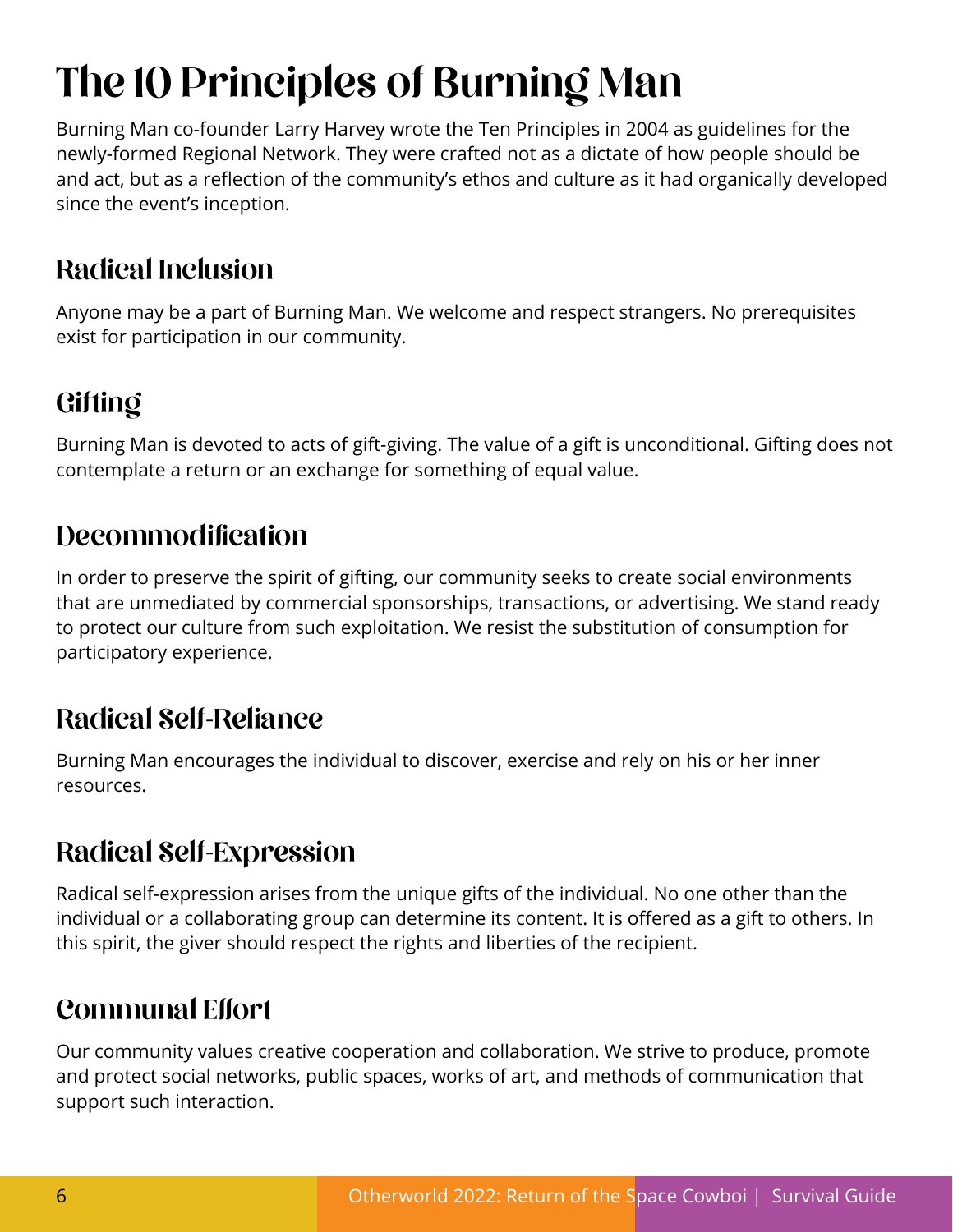# The 10 Principles of Burning Man

Burning Man co-founder Larry Harvey wrote the Ten Principles in 2004 as guidelines for the newly-formed Regional Network. They were crafted not as a dictate of how people should be and act, but as a reflection of the community's ethos and culture as it had organically developed since the event's inception.

## Radical Inclusion

Anyone may be a part of Burning Man. We welcome and respect strangers. No prerequisites exist for participation in our community.

## Gifting

Burning Man is devoted to acts of gift-giving. The value of a gift is unconditional. Gifting does not contemplate a return or an exchange for something of equal value.

## Decommodification

In order to preserve the spirit of gifting, our community seeks to create social environments that are unmediated by commercial sponsorships, transactions, or advertising. We stand ready to protect our culture from such exploitation. We resist the substitution of consumption for participatory experience.

## Radical Self-Reliance

Burning Man encourages the individual to discover, exercise and rely on his or her inner resources.

## Radical Self-Expression

Radical self-expression arises from the unique gifts of the individual. No one other than the individual or a collaborating group can determine its content. It is offered as a gift to others. In this spirit, the giver should respect the rights and liberties of the recipient.

## Communal Effort

Our community values creative cooperation and collaboration. We strive to produce, promote and protect social networks, public spaces, works of art, and methods of communication that support such interaction.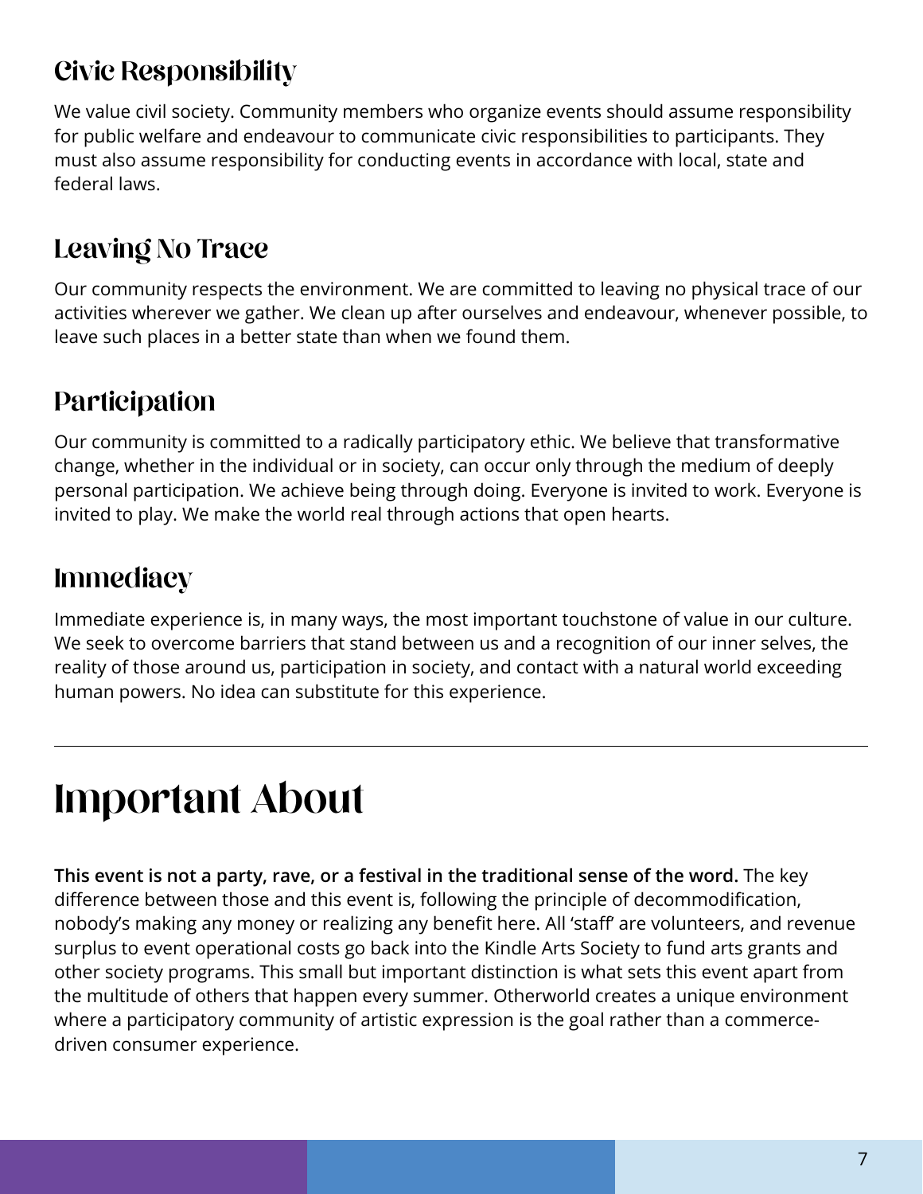## Civic Responsibility

We value civil society. Community members who organize events should assume responsibility for public welfare and endeavour to communicate civic responsibilities to participants. They must also assume responsibility for conducting events in accordance with local, state and federal laws.

## Leaving No Trace

Our community respects the environment. We are committed to leaving no physical trace of our activities wherever we gather. We clean up after ourselves and endeavour, whenever possible, to leave such places in a better state than when we found them.

## Participation

Our community is committed to a radically participatory ethic. We believe that transformative change, whether in the individual or in society, can occur only through the medium of deeply personal participation. We achieve being through doing. Everyone is invited to work. Everyone is invited to play. We make the world real through actions that open hearts.

## Immediacy

Immediate experience is, in many ways, the most important touchstone of value in our culture. We seek to overcome barriers that stand between us and a recognition of our inner selves, the reality of those around us, participation in society, and contact with a natural world exceeding human powers. No idea can substitute for this experience.

---

# Important About

**This event is not a party, rave, or a festival in the traditional sense of the word.** The key difference between those and this event is, following the principle of decommodification, nobody's making any money or realizing any benefit here. All 'staff' are volunteers, and revenue surplus to event operational costs go back into the Kindle Arts Society to fund arts grants and other society programs. This small but important distinction is what sets this event apart from the multitude of others that happen every summer. Otherworld creates a unique environment where a participatory community of artistic expression is the goal rather than a commerce-driven consumer experience.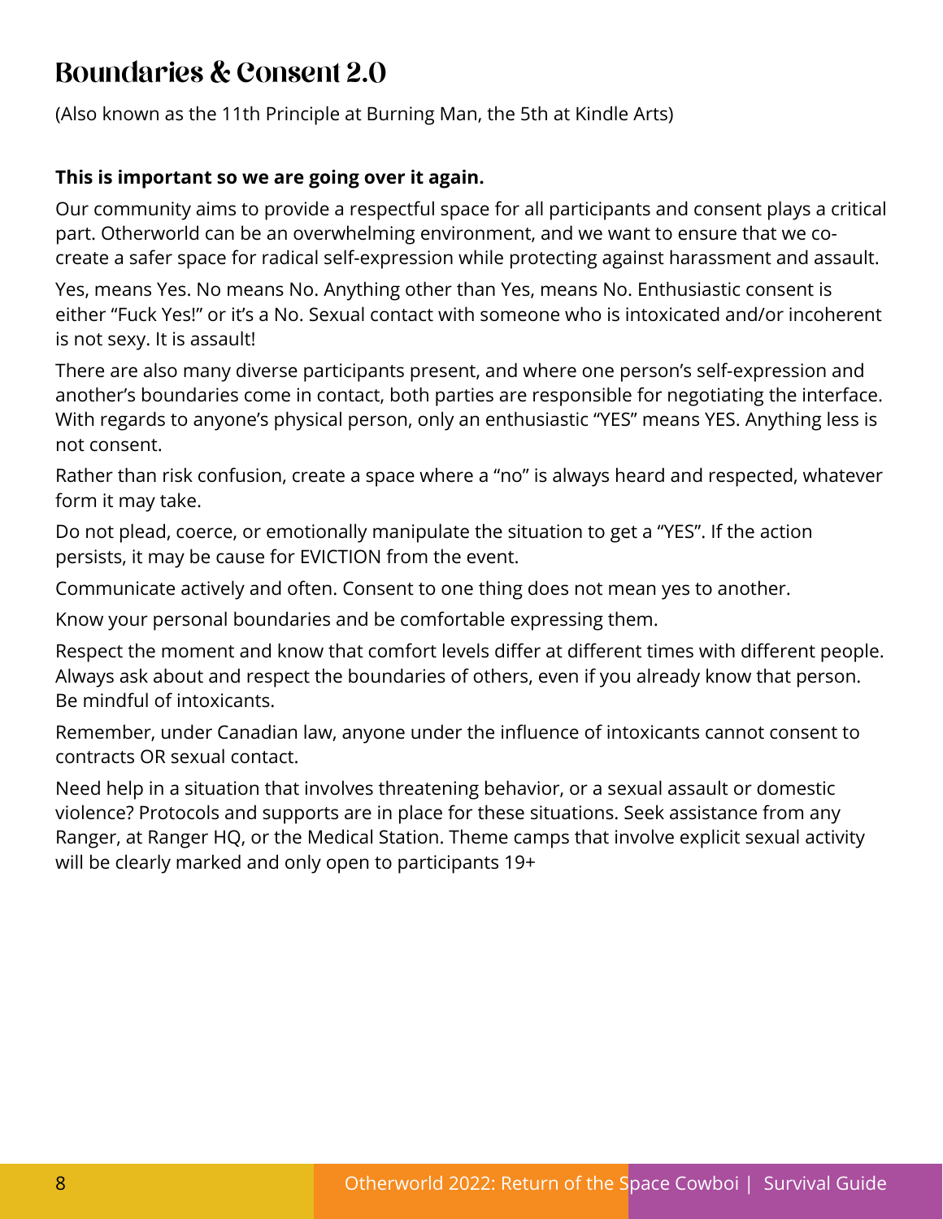# Boundaries & Consent 2.0

(Also known as the 11th Principle at Burning Man, the 5th at Kindle Arts)

**This is important so we are going over it again.**

Our community aims to provide a respectful space for all participants and consent plays a critical part. Otherworld can be an overwhelming environment, and we want to ensure that we co-create a safer space for radical self-expression while protecting against harassment and assault.

Yes, means Yes. No means No. Anything other than Yes, means No. Enthusiastic consent is either "Fuck Yes!" or it's a No. Sexual contact with someone who is intoxicated and/or incoherent is not sexy. It is assault!

There are also many diverse participants present, and where one person's self-expression and another's boundaries come in contact, both parties are responsible for negotiating the interface. With regards to anyone's physical person, only an enthusiastic "YES" means YES. Anything less is not consent.

Rather than risk confusion, create a space where a "no" is always heard and respected, whatever form it may take.

Do not plead, coerce, or emotionally manipulate the situation to get a "YES". If the action persists, it may be cause for EVICTION from the event.

Communicate actively and often. Consent to one thing does not mean yes to another.

Know your personal boundaries and be comfortable expressing them.

Respect the moment and know that comfort levels differ at different times with different people. Always ask about and respect the boundaries of others, even if you already know that person. Be mindful of intoxicants.

Remember, under Canadian law, anyone under the influence of intoxicants cannot consent to contracts OR sexual contact.

Need help in a situation that involves threatening behavior, or a sexual assault or domestic violence? Protocols and supports are in place for these situations. Seek assistance from any Ranger, at Ranger HQ, or the Medical Station. Theme camps that involve explicit sexual activity will be clearly marked and only open to participants 19+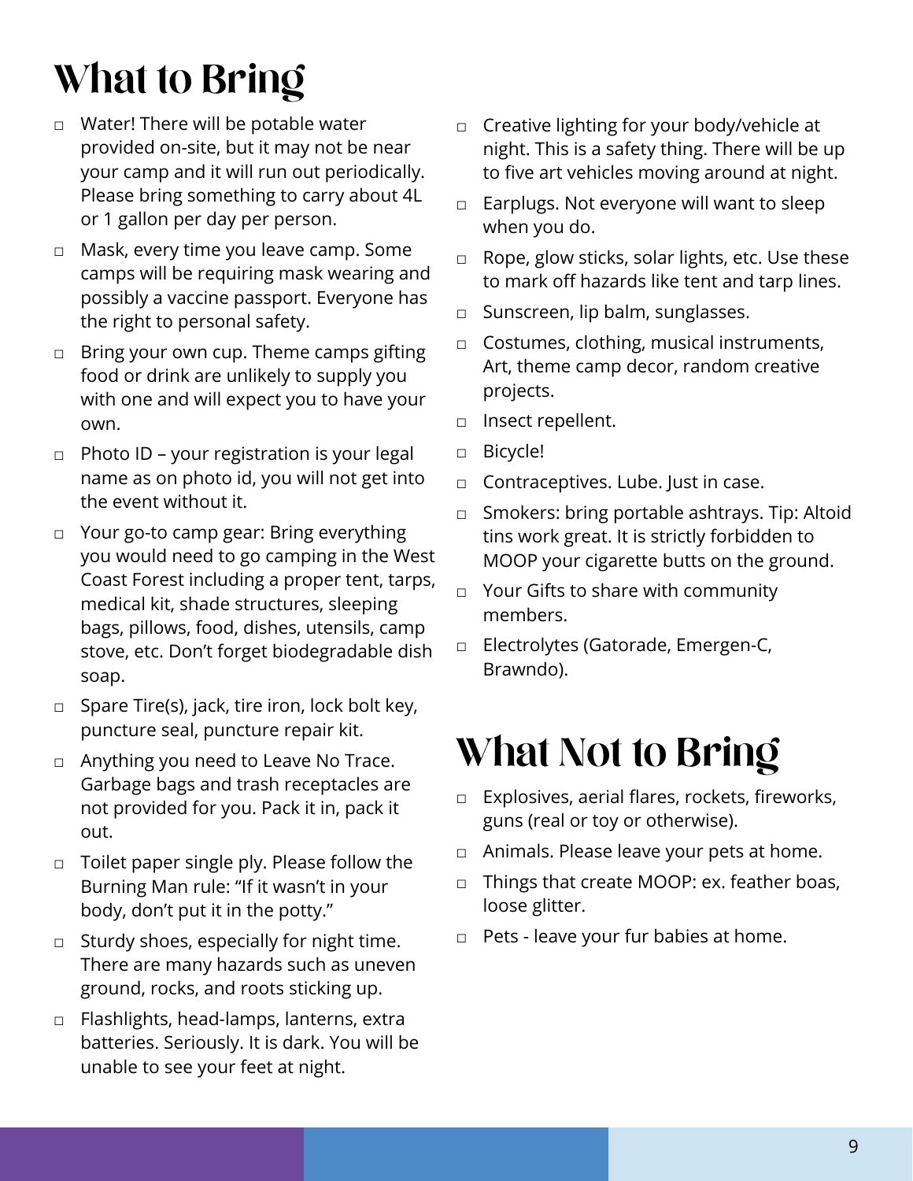# What to Bring

- Water! There will be potable water provided on-site, but it may not be near your camp and it will run out periodically. Please bring something to carry about 4L or 1 gallon per day per person.
- Mask, every time you leave camp. Some camps will be requiring mask wearing and possibly a vaccine passport. Everyone has the right to personal safety.
- Bring your own cup. Theme camps gifting food or drink are unlikely to supply you with one and will expect you to have your own.
- Photo ID – your registration is your legal name as on photo id, you will not get into the event without it.
- Your go-to camp gear: Bring everything you would need to go camping in the West Coast Forest including a proper tent, tarps, medical kit, shade structures, sleeping bags, pillows, food, dishes, utensils, camp stove, etc. Don't forget biodegradable dish soap.
- Spare Tire(s), jack, tire iron, lock bolt key, puncture seal, puncture repair kit.
- Anything you need to Leave No Trace. Garbage bags and trash receptacles are not provided for you. Pack it in, pack it out.
- Toilet paper single ply. Please follow the Burning Man rule: "If it wasn't in your body, don't put it in the potty."
- Sturdy shoes, especially for night time. There are many hazards such as uneven ground, rocks, and roots sticking up.
- Flashlights, head-lamps, lanterns, extra batteries. Seriously. It is dark. You will be unable to see your feet at night.
- Creative lighting for your body/vehicle at night. This is a safety thing. There will be up to five art vehicles moving around at night.
- Earplugs. Not everyone will want to sleep when you do.
- Rope, glow sticks, solar lights, etc. Use these to mark off hazards like tent and tarp lines.
- Sunscreen, lip balm, sunglasses.
- Costumes, clothing, musical instruments, Art, theme camp decor, random creative projects.
- Insect repellent.
- Bicycle!
- Contraceptives. Lube. Just in case.
- Smokers: bring portable ashtrays. Tip: Altoid tins work great. It is strictly forbidden to MOOP your cigarette butts on the ground.
- Your Gifts to share with community members.
- Electrolytes (Gatorade, Emergen-C, Brawndo).

# What Not to Bring

- Explosives, aerial flares, rockets, fireworks, guns (real or toy or otherwise).
- Animals. Please leave your pets at home.
- Things that create MOOP: ex. feather boas, loose glitter.
- Pets - leave your fur babies at home.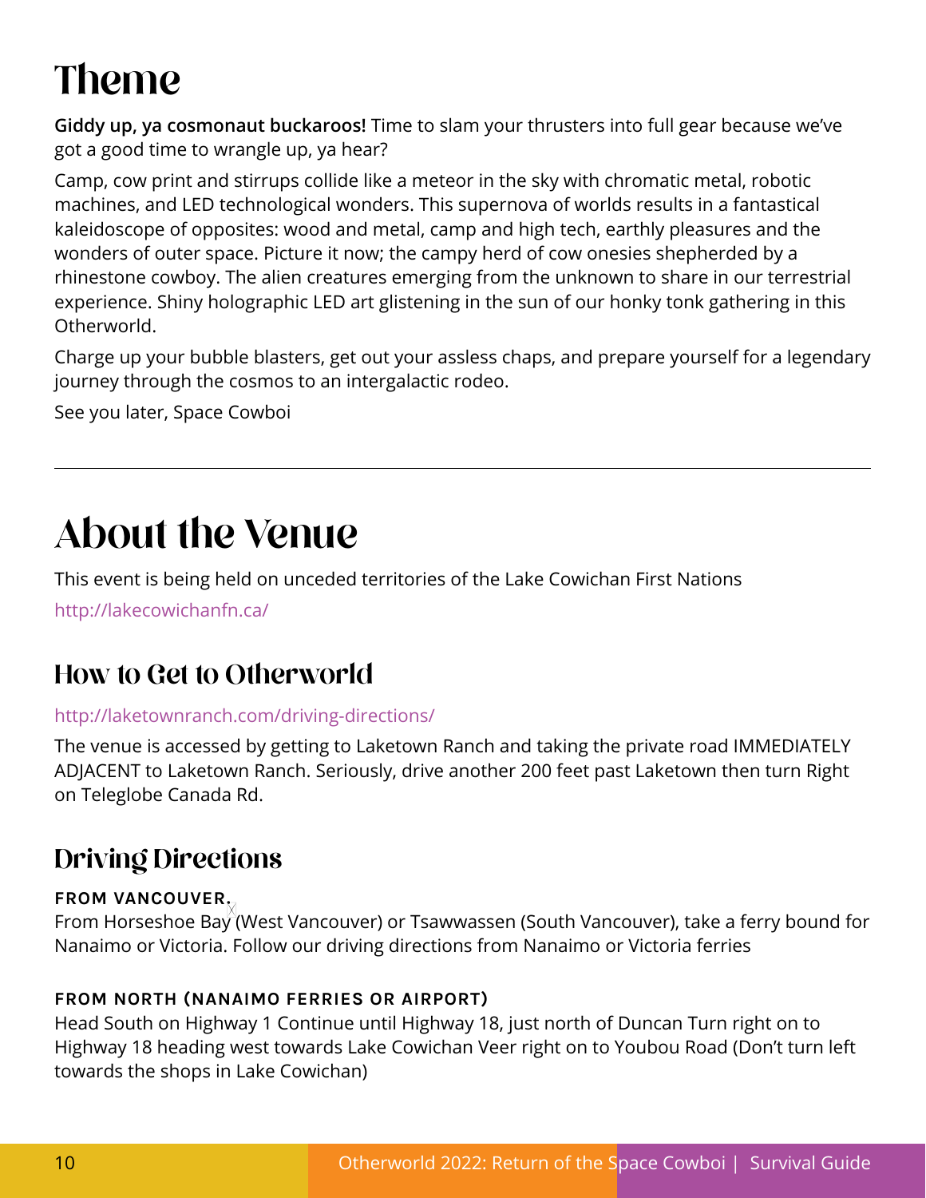# Theme

**Giddy up, ya cosmonaut buckaroos!** Time to slam your thrusters into full gear because we've got a good time to wrangle up, ya hear?

Camp, cow print and stirrups collide like a meteor in the sky with chromatic metal, robotic machines, and LED technological wonders. This supernova of worlds results in a fantastical kaleidoscope of opposites: wood and metal, camp and high tech, earthly pleasures and the wonders of outer space. Picture it now; the campy herd of cow onesies shepherded by a rhinestone cowboy. The alien creatures emerging from the unknown to share in our terrestrial experience. Shiny holographic LED art glistening in the sun of our honky tonk gathering in this Otherworld.

Charge up your bubble blasters, get out your assless chaps, and prepare yourself for a legendary journey through the cosmos to an intergalactic rodeo.

See you later, Space Cowboi

---

# About the Venue

This event is being held on unceded territories of the Lake Cowichan First Nations

http://lakecowichanfn.ca/

## How to Get to Otherworld

http://laketownranch.com/driving-directions/

The venue is accessed by getting to Laketown Ranch and taking the private road IMMEDIATELY ADJACENT to Laketown Ranch. Seriously, drive another 200 feet past Laketown then turn Right on Teleglobe Canada Rd.

## Driving Directions

**FROM VANCOUVER.**
From Horseshoe Bay (West Vancouver) or Tsawwassen (South Vancouver), take a ferry bound for Nanaimo or Victoria. Follow our driving directions from Nanaimo or Victoria ferries

**FROM NORTH (NANAIMO FERRIES OR AIRPORT)**
Head South on Highway 1 Continue until Highway 18, just north of Duncan Turn right on to Highway 18 heading west towards Lake Cowichan Veer right on to Youbou Road (Don't turn left towards the shops in Lake Cowichan)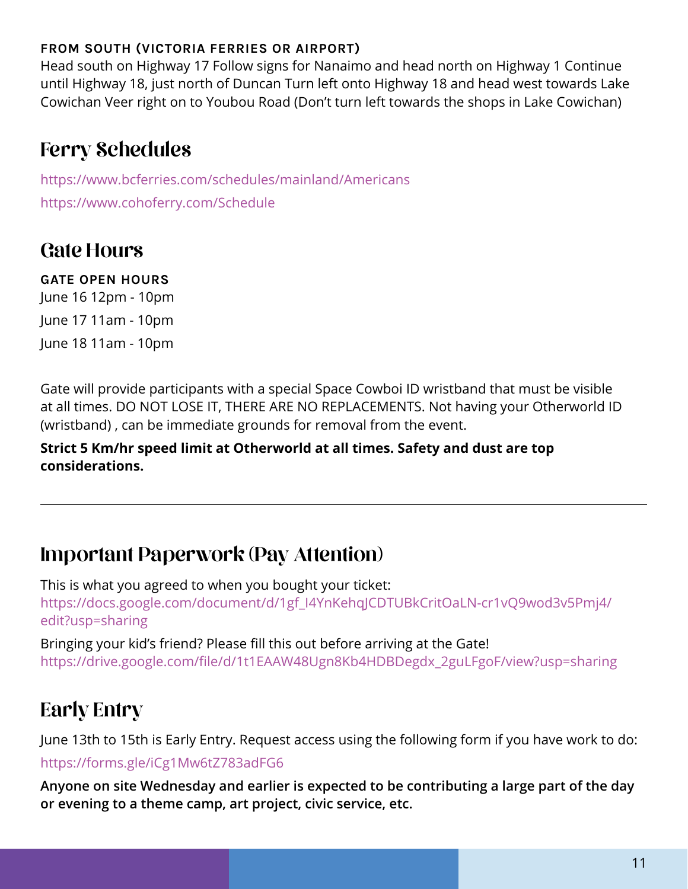**FROM SOUTH (VICTORIA FERRIES OR AIRPORT)**

Head south on Highway 17 Follow signs for Nanaimo and head north on Highway 1 Continue until Highway 18, just north of Duncan Turn left onto Highway 18 and head west towards Lake Cowichan Veer right on to Youbou Road (Don't turn left towards the shops in Lake Cowichan)

## Ferry Schedules

https://www.bcferries.com/schedules/mainland/Americans

https://www.cohoferry.com/Schedule

## Gate Hours

**GATE OPEN HOURS**

June 16 12pm - 10pm

June 17 11am - 10pm

June 18 11am - 10pm

Gate will provide participants with a special Space Cowboi ID wristband that must be visible at all times. DO NOT LOSE IT, THERE ARE NO REPLACEMENTS. Not having your Otherworld ID (wristband) , can be immediate grounds for removal from the event.

**Strict 5 Km/hr speed limit at Otherworld at all times. Safety and dust are top considerations.**

---

## Important Paperwork (Pay Attention)

This is what you agreed to when you bought your ticket:
https://docs.google.com/document/d/1gf_I4YnKehqJCDTUBkCritOaLN-cr1vQ9wod3v5Pmj4/edit?usp=sharing

Bringing your kid's friend? Please fill this out before arriving at the Gate!
https://drive.google.com/file/d/1t1EAAW48Ugn8Kb4HDBDegdx_2guLFgoF/view?usp=sharing

## Early Entry

June 13th to 15th is Early Entry. Request access using the following form if you have work to do:

https://forms.gle/iCg1Mw6tZ783adFG6

**Anyone on site Wednesday and earlier is expected to be contributing a large part of the day or evening to a theme camp, art project, civic service, etc.**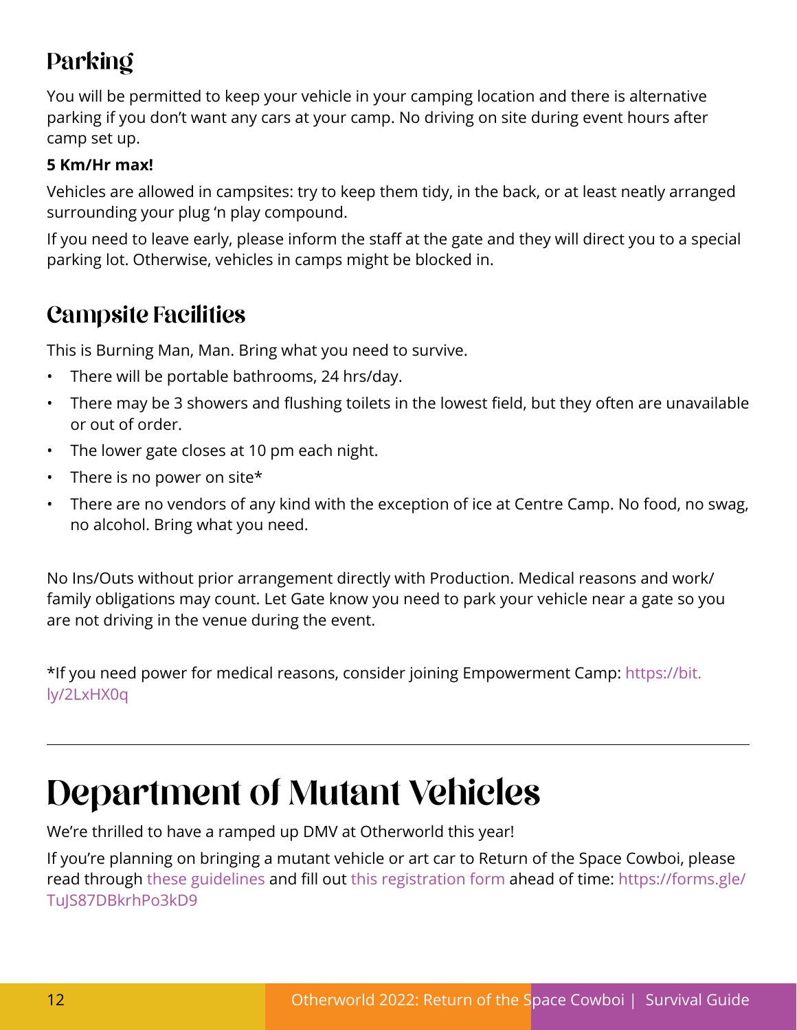## Parking

You will be permitted to keep your vehicle in your camping location and there is alternative parking if you don't want any cars at your camp. No driving on site during event hours after camp set up.

**5 Km/Hr max!**

Vehicles are allowed in campsites: try to keep them tidy, in the back, or at least neatly arranged surrounding your plug 'n play compound.

If you need to leave early, please inform the staff at the gate and they will direct you to a special parking lot. Otherwise, vehicles in camps might be blocked in.

## Campsite Facilities

This is Burning Man, Man. Bring what you need to survive.

- There will be portable bathrooms, 24 hrs/day.
- There may be 3 showers and flushing toilets in the lowest field, but they often are unavailable or out of order.
- The lower gate closes at 10 pm each night.
- There is no power on site*
- There are no vendors of any kind with the exception of ice at Centre Camp. No food, no swag, no alcohol. Bring what you need.

No Ins/Outs without prior arrangement directly with Production. Medical reasons and work/family obligations may count. Let Gate know you need to park your vehicle near a gate so you are not driving in the venue during the event.

*If you need power for medical reasons, consider joining Empowerment Camp: https://bit.ly/2LxHX0q

---

# Department of Mutant Vehicles

We're thrilled to have a ramped up DMV at Otherworld this year!

If you're planning on bringing a mutant vehicle or art car to Return of the Space Cowboi, please read through these guidelines and fill out this registration form ahead of time: https://forms.gle/TuJS87DBkrhPo3kD9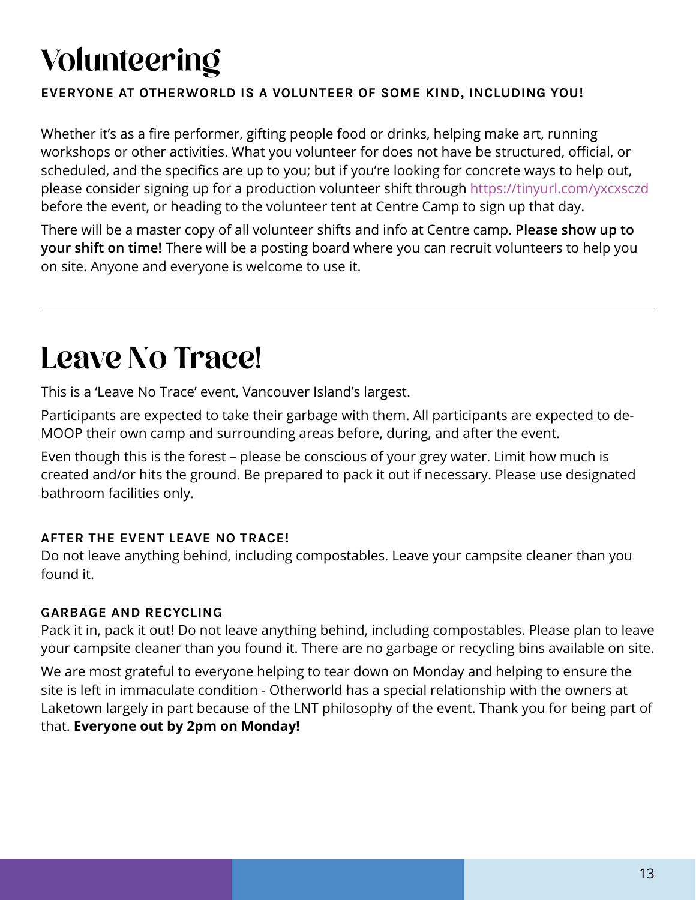# Volunteering

**EVERYONE AT OTHERWORLD IS A VOLUNTEER OF SOME KIND, INCLUDING YOU!**

Whether it's as a fire performer, gifting people food or drinks, helping make art, running workshops or other activities. What you volunteer for does not have be structured, official, or scheduled, and the specifics are up to you; but if you're looking for concrete ways to help out, please consider signing up for a production volunteer shift through https://tinyurl.com/yxcxsczd before the event, or heading to the volunteer tent at Centre Camp to sign up that day.

There will be a master copy of all volunteer shifts and info at Centre camp. **Please show up to your shift on time!** There will be a posting board where you can recruit volunteers to help you on site. Anyone and everyone is welcome to use it.

---

# Leave No Trace!

This is a 'Leave No Trace' event, Vancouver Island's largest.

Participants are expected to take their garbage with them. All participants are expected to de-MOOP their own camp and surrounding areas before, during, and after the event.

Even though this is the forest – please be conscious of your grey water. Limit how much is created and/or hits the ground. Be prepared to pack it out if necessary. Please use designated bathroom facilities only.

**AFTER THE EVENT LEAVE NO TRACE!**

Do not leave anything behind, including compostables. Leave your campsite cleaner than you found it.

**GARBAGE AND RECYCLING**

Pack it in, pack it out! Do not leave anything behind, including compostables. Please plan to leave your campsite cleaner than you found it. There are no garbage or recycling bins available on site.

We are most grateful to everyone helping to tear down on Monday and helping to ensure the site is left in immaculate condition - Otherworld has a special relationship with the owners at Laketown largely in part because of the LNT philosophy of the event. Thank you for being part of that. **Everyone out by 2pm on Monday!**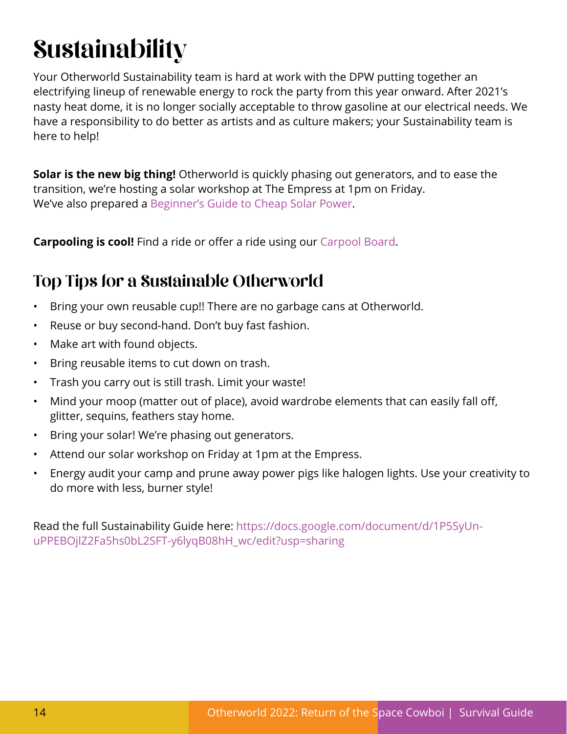# Sustainability

Your Otherworld Sustainability team is hard at work with the DPW putting together an electrifying lineup of renewable energy to rock the party from this year onward. After 2021's nasty heat dome, it is no longer socially acceptable to throw gasoline at our electrical needs. We have a responsibility to do better as artists and as culture makers; your Sustainability team is here to help!

**Solar is the new big thing!** Otherworld is quickly phasing out generators, and to ease the transition, we're hosting a solar workshop at The Empress at 1pm on Friday. We've also prepared a Beginner's Guide to Cheap Solar Power.

**Carpooling is cool!** Find a ride or offer a ride using our Carpool Board.

## Top Tips for a Sustainable Otherworld

- Bring your own reusable cup!! There are no garbage cans at Otherworld.
- Reuse or buy second-hand. Don't buy fast fashion.
- Make art with found objects.
- Bring reusable items to cut down on trash.
- Trash you carry out is still trash. Limit your waste!
- Mind your moop (matter out of place), avoid wardrobe elements that can easily fall off, glitter, sequins, feathers stay home.
- Bring your solar! We're phasing out generators.
- Attend our solar workshop on Friday at 1pm at the Empress.
- Energy audit your camp and prune away power pigs like halogen lights. Use your creativity to do more with less, burner style!

Read the full Sustainability Guide here: https://docs.google.com/document/d/1P5SyUn-uPPEBOjlZ2Fa5hs0bL2SFT-y6lyqB08hH_wc/edit?usp=sharing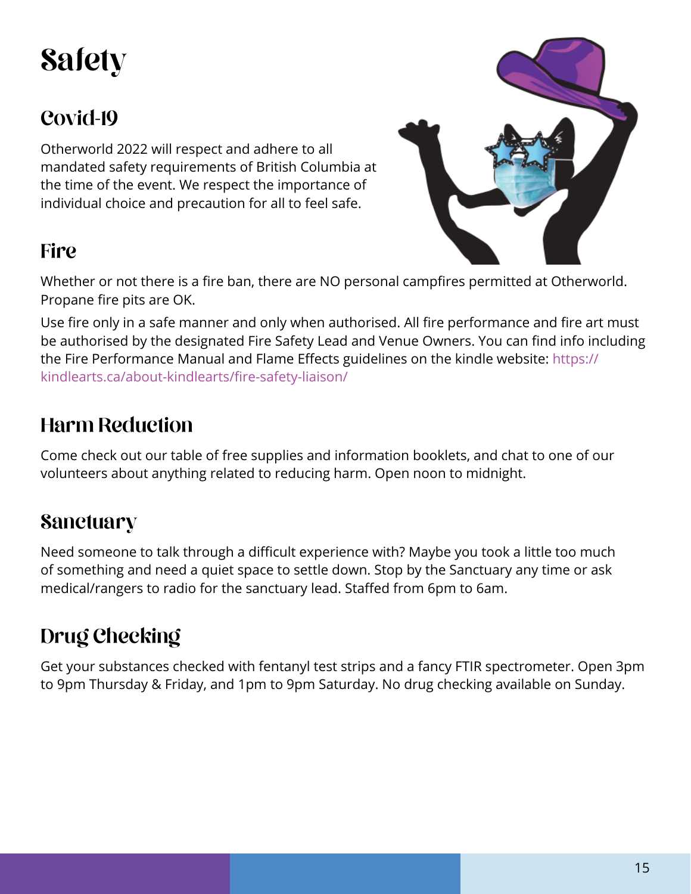# Safety

## Covid-19

Otherworld 2022 will respect and adhere to all mandated safety requirements of British Columbia at the time of the event. We respect the importance of individual choice and precaution for all to feel safe.

## Fire

Whether or not there is a fire ban, there are NO personal campfires permitted at Otherworld. Propane fire pits are OK.

Use fire only in a safe manner and only when authorised. All fire performance and fire art must be authorised by the designated Fire Safety Lead and Venue Owners. You can find info including the Fire Performance Manual and Flame Effects guidelines on the kindle website: https://kindlearts.ca/about-kindlearts/fire-safety-liaison/

## Harm Reduction

Come check out our table of free supplies and information booklets, and chat to one of our volunteers about anything related to reducing harm. Open noon to midnight.

## Sanctuary

Need someone to talk through a difficult experience with? Maybe you took a little too much of something and need a quiet space to settle down. Stop by the Sanctuary any time or ask medical/rangers to radio for the sanctuary lead. Staffed from 6pm to 6am.

## Drug Checking

Get your substances checked with fentanyl test strips and a fancy FTIR spectrometer. Open 3pm to 9pm Thursday & Friday, and 1pm to 9pm Saturday. No drug checking available on Sunday.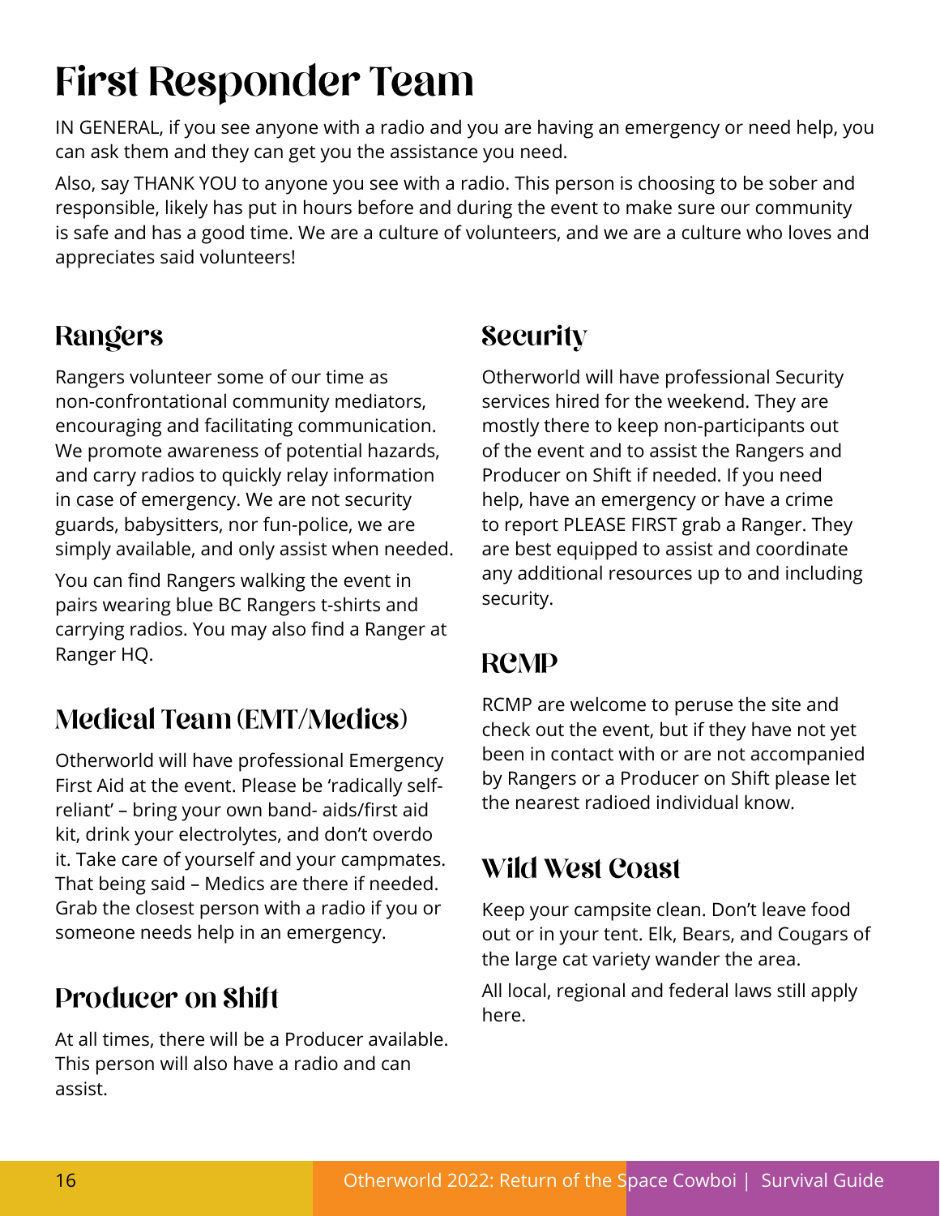# First Responder Team

IN GENERAL, if you see anyone with a radio and you are having an emergency or need help, you can ask them and they can get you the assistance you need.

Also, say THANK YOU to anyone you see with a radio. This person is choosing to be sober and responsible, likely has put in hours before and during the event to make sure our community is safe and has a good time. We are a culture of volunteers, and we are a culture who loves and appreciates said volunteers!

## Rangers

Rangers volunteer some of our time as non-confrontational community mediators, encouraging and facilitating communication. We promote awareness of potential hazards, and carry radios to quickly relay information in case of emergency. We are not security guards, babysitters, nor fun-police, we are simply available, and only assist when needed.

You can find Rangers walking the event in pairs wearing blue BC Rangers t-shirts and carrying radios. You may also find a Ranger at Ranger HQ.

## Medical Team (EMT/Medics)

Otherworld will have professional Emergency First Aid at the event. Please be 'radically self-reliant' – bring your own band- aids/first aid kit, drink your electrolytes, and don't overdo it. Take care of yourself and your campmates. That being said – Medics are there if needed. Grab the closest person with a radio if you or someone needs help in an emergency.

## Producer on Shift

At all times, there will be a Producer available. This person will also have a radio and can assist.

## Security

Otherworld will have professional Security services hired for the weekend. They are mostly there to keep non-participants out of the event and to assist the Rangers and Producer on Shift if needed. If you need help, have an emergency or have a crime to report PLEASE FIRST grab a Ranger. They are best equipped to assist and coordinate any additional resources up to and including security.

## RCMP

RCMP are welcome to peruse the site and check out the event, but if they have not yet been in contact with or are not accompanied by Rangers or a Producer on Shift please let the nearest radioed individual know.

## Wild West Coast

Keep your campsite clean. Don't leave food out or in your tent. Elk, Bears, and Cougars of the large cat variety wander the area.

All local, regional and federal laws still apply here.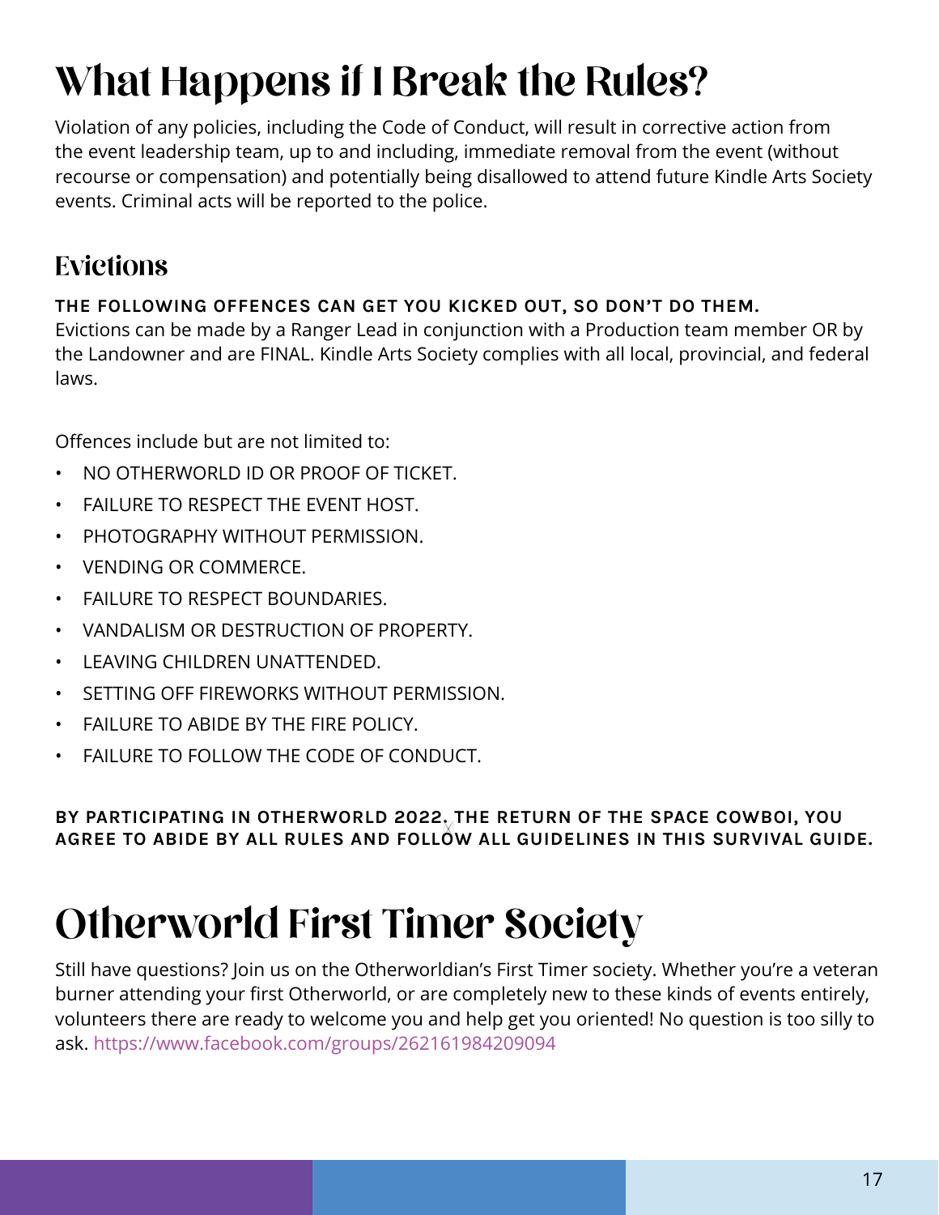# What Happens if I Break the Rules?

Violation of any policies, including the Code of Conduct, will result in corrective action from the event leadership team, up to and including, immediate removal from the event (without recourse or compensation) and potentially being disallowed to attend future Kindle Arts Society events. Criminal acts will be reported to the police.

## Evictions

**THE FOLLOWING OFFENCES CAN GET YOU KICKED OUT, SO DON'T DO THEM.**
Evictions can be made by a Ranger Lead in conjunction with a Production team member OR by the Landowner and are FINAL. Kindle Arts Society complies with all local, provincial, and federal laws.

Offences include but are not limited to:

- NO OTHERWORLD ID OR PROOF OF TICKET.
- FAILURE TO RESPECT THE EVENT HOST.
- PHOTOGRAPHY WITHOUT PERMISSION.
- VENDING OR COMMERCE.
- FAILURE TO RESPECT BOUNDARIES.
- VANDALISM OR DESTRUCTION OF PROPERTY.
- LEAVING CHILDREN UNATTENDED.
- SETTING OFF FIREWORKS WITHOUT PERMISSION.
- FAILURE TO ABIDE BY THE FIRE POLICY.
- FAILURE TO FOLLOW THE CODE OF CONDUCT.

**BY PARTICIPATING IN OTHERWORLD 2022, THE RETURN OF THE SPACE COWBOI, YOU AGREE TO ABIDE BY ALL RULES AND FOLLOW ALL GUIDELINES IN THIS SURVIVAL GUIDE.**

# Otherworld First Timer Society

Still have questions? Join us on the Otherworldian's First Timer society. Whether you're a veteran burner attending your first Otherworld, or are completely new to these kinds of events entirely, volunteers there are ready to welcome you and help get you oriented! No question is too silly to ask. https://www.facebook.com/groups/262161984209094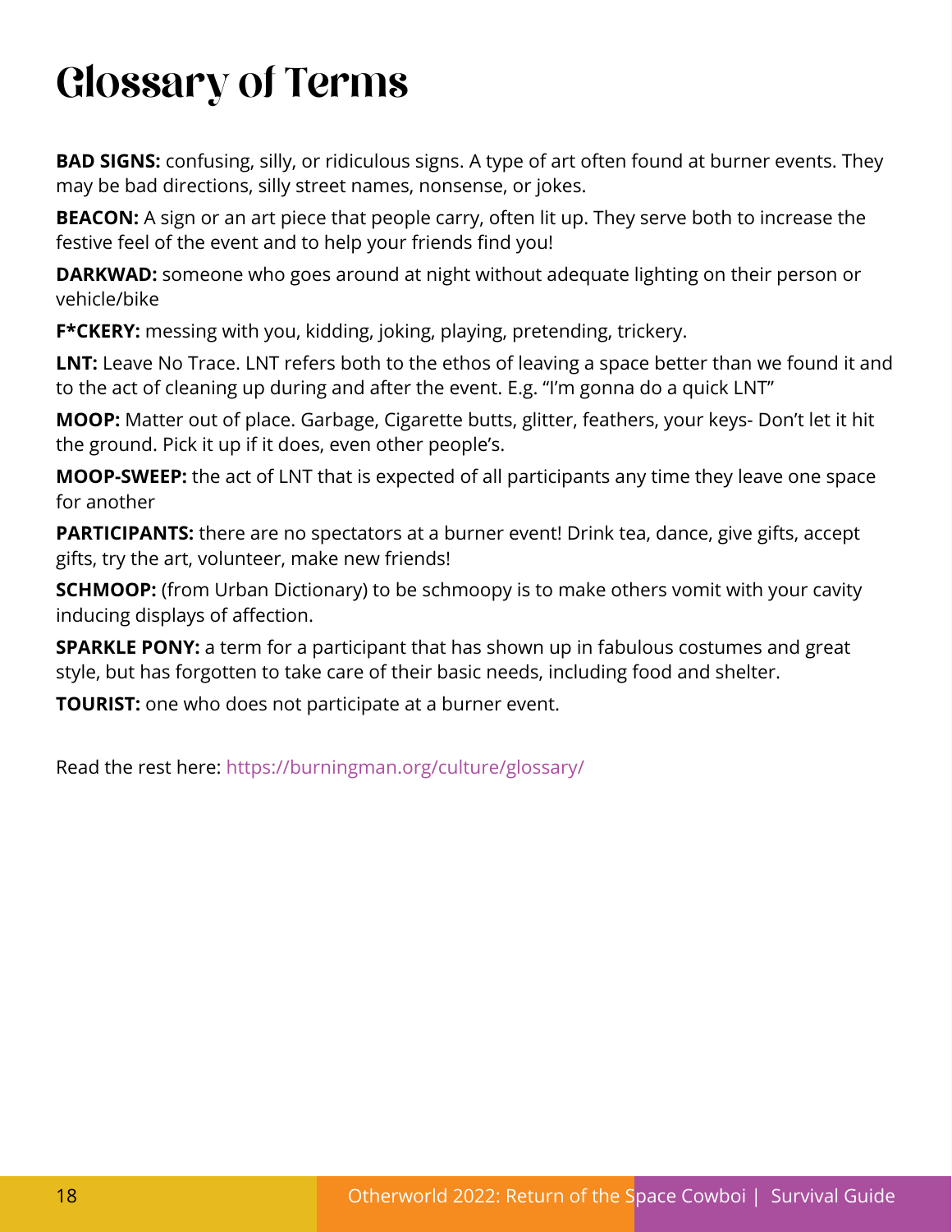# Glossary of Terms

**BAD SIGNS:** confusing, silly, or ridiculous signs. A type of art often found at burner events. They may be bad directions, silly street names, nonsense, or jokes.

**BEACON:** A sign or an art piece that people carry, often lit up. They serve both to increase the festive feel of the event and to help your friends find you!

**DARKWAD:** someone who goes around at night without adequate lighting on their person or vehicle/bike

**F*CKERY:** messing with you, kidding, joking, playing, pretending, trickery.

**LNT:** Leave No Trace. LNT refers both to the ethos of leaving a space better than we found it and to the act of cleaning up during and after the event. E.g. "I'm gonna do a quick LNT"

**MOOP:** Matter out of place. Garbage, Cigarette butts, glitter, feathers, your keys- Don't let it hit the ground. Pick it up if it does, even other people's.

**MOOP-SWEEP:** the act of LNT that is expected of all participants any time they leave one space for another

**PARTICIPANTS:** there are no spectators at a burner event! Drink tea, dance, give gifts, accept gifts, try the art, volunteer, make new friends!

**SCHMOOP:** (from Urban Dictionary) to be schmoopy is to make others vomit with your cavity inducing displays of affection.

**SPARKLE PONY:** a term for a participant that has shown up in fabulous costumes and great style, but has forgotten to take care of their basic needs, including food and shelter.

**TOURIST:** one who does not participate at a burner event.

Read the rest here: https://burningman.org/culture/glossary/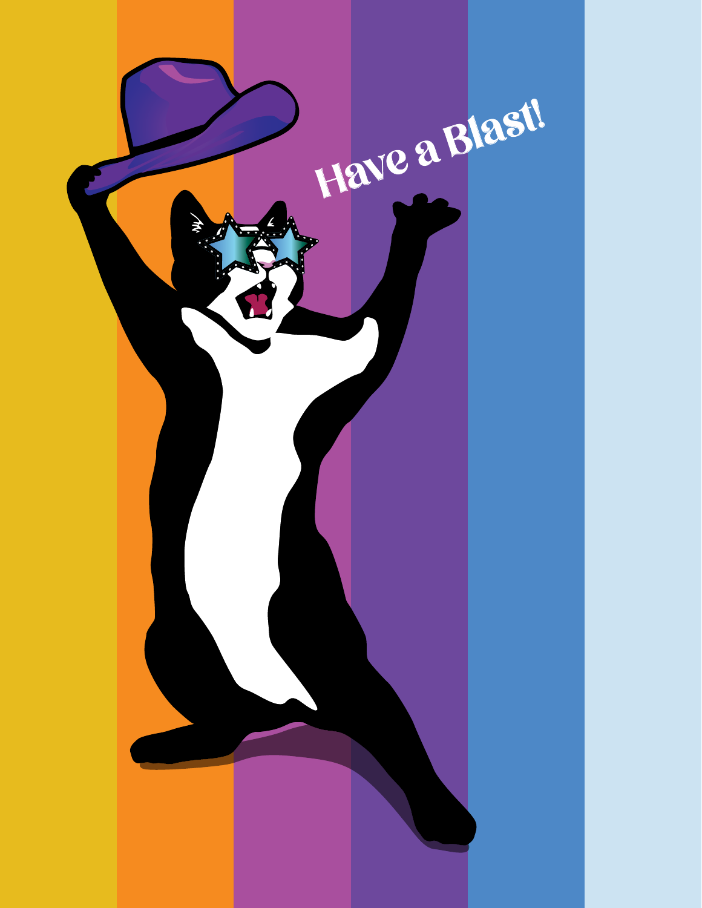Have a Blast!